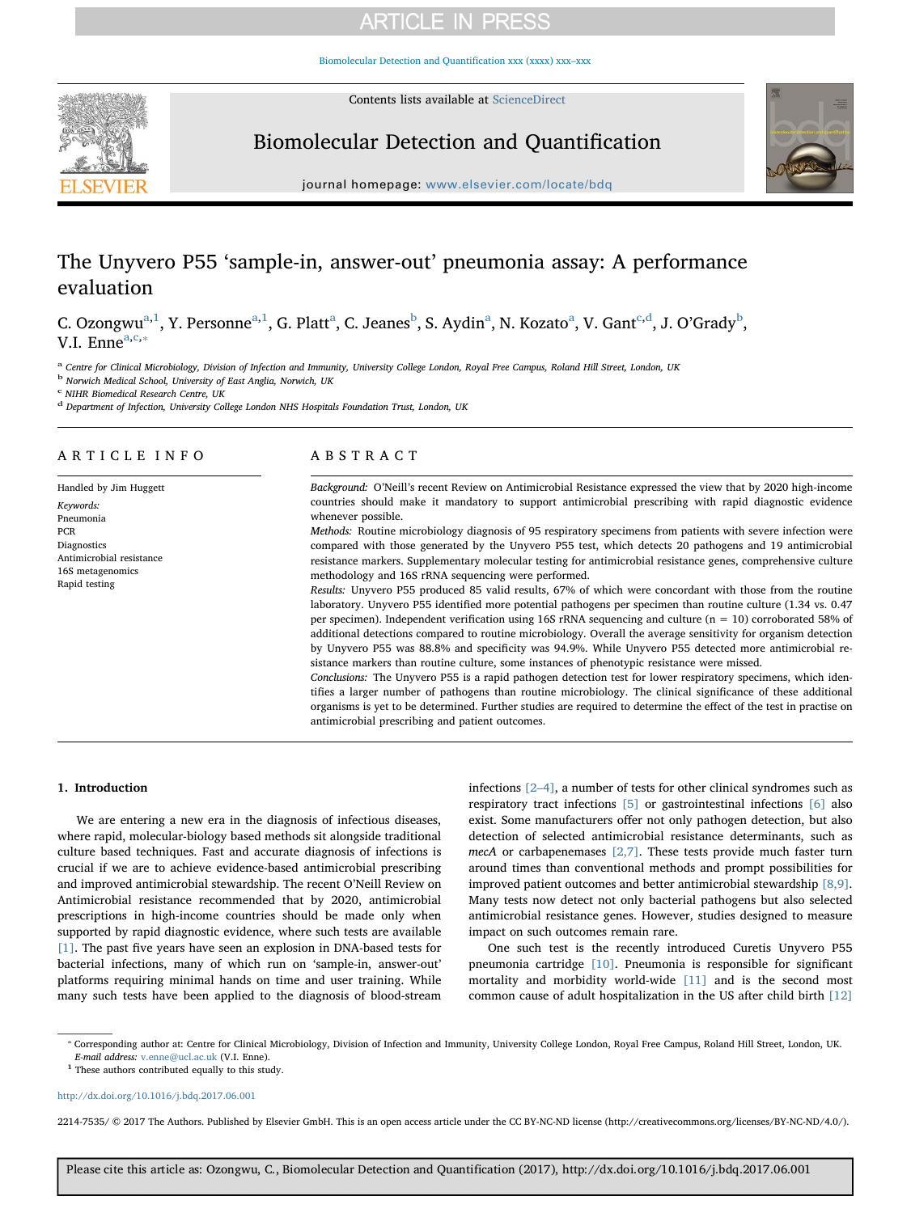# The Unyvero P55 'sample-in, answer-out' pneumonia assay: A performance evaluation

C. Ozongwu[a,1], Y. Personne[a,1], G. Platt[a], C. Jeanes[b], S. Aydin[a], N. Kozato[a], V. Gant[c,d], J. O'Grady[b], V.I. Enne[a,c,*]

[a] Centre for Clinical Microbiology, Division of Infection and Immunity, University College London, Royal Free Campus, Roland Hill Street, London, UK
[b] Norwich Medical School, University of East Anglia, Norwich, UK
[c] NIHR Biomedical Research Centre, UK
[d] Department of Infection, University College London NHS Hospitals Foundation Trust, London, UK

## ARTICLE INFO

Handled by Jim Huggett

*Keywords:*
Pneumonia
PCR
Diagnostics
Antimicrobial resistance
16S metagenomics
Rapid testing

## ABSTRACT

*Background:* O'Neill's recent Review on Antimicrobial Resistance expressed the view that by 2020 high-income countries should make it mandatory to support antimicrobial prescribing with rapid diagnostic evidence whenever possible.

*Methods:* Routine microbiology diagnosis of 95 respiratory specimens from patients with severe infection were compared with those generated by the Unyvero P55 test, which detects 20 pathogens and 19 antimicrobial resistance markers. Supplementary molecular testing for antimicrobial resistance genes, comprehensive culture methodology and 16S rRNA sequencing were performed.

*Results:* Unyvero P55 produced 85 valid results, 67% of which were concordant with those from the routine laboratory. Unyvero P55 identified more potential pathogens per specimen than routine culture (1.34 vs. 0.47 per specimen). Independent verification using 16S rRNA sequencing and culture (n = 10) corroborated 58% of additional detections compared to routine microbiology. Overall the average sensitivity for organism detection by Unyvero P55 was 88.8% and specificity was 94.9%. While Unyvero P55 detected more antimicrobial resistance markers than routine culture, some instances of phenotypic resistance were missed.

*Conclusions:* The Unyvero P55 is a rapid pathogen detection test for lower respiratory specimens, which identifies a larger number of pathogens than routine microbiology. The clinical significance of these additional organisms is yet to be determined. Further studies are required to determine the effect of the test in practise on antimicrobial prescribing and patient outcomes.

## 1. Introduction

We are entering a new era in the diagnosis of infectious diseases, where rapid, molecular-biology based methods sit alongside traditional culture based techniques. Fast and accurate diagnosis of infections is crucial if we are to achieve evidence-based antimicrobial prescribing and improved antimicrobial stewardship. The recent O'Neill Review on Antimicrobial resistance recommended that by 2020, antimicrobial prescriptions in high-income countries should be made only when supported by rapid diagnostic evidence, where such tests are available [1]. The past five years have seen an explosion in DNA-based tests for bacterial infections, many of which run on 'sample-in, answer-out' platforms requiring minimal hands on time and user training. While many such tests have been applied to the diagnosis of blood-stream infections [2–4], a number of tests for other clinical syndromes such as respiratory tract infections [5] or gastrointestinal infections [6] also exist. Some manufacturers offer not only pathogen detection, but also detection of selected antimicrobial resistance determinants, such as *mecA* or carbapenemases [2,7]. These tests provide much faster turn around times than conventional methods and prompt possibilities for improved patient outcomes and better antimicrobial stewardship [8,9]. Many tests now detect not only bacterial pathogens but also selected antimicrobial resistance genes. However, studies designed to measure impact on such outcomes remain rare.

One such test is the recently introduced Curetis Unyvero P55 pneumonia cartridge [10]. Pneumonia is responsible for significant mortality and morbidity world-wide [11] and is the second most common cause of adult hospitalization in the US after child birth [12]

\* Corresponding author at: Centre for Clinical Microbiology, Division of Infection and Immunity, University College London, Royal Free Campus, Roland Hill Street, London, UK.
*E-mail address:* v.enne@ucl.ac.uk (V.I. Enne).
[1] These authors contributed equally to this study.

http://dx.doi.org/10.1016/j.bdq.2017.06.001

2214-7535/ © 2017 The Authors. Published by Elsevier GmbH. This is an open access article under the CC BY-NC-ND license (http://creativecommons.org/licenses/BY-NC-ND/4.0/).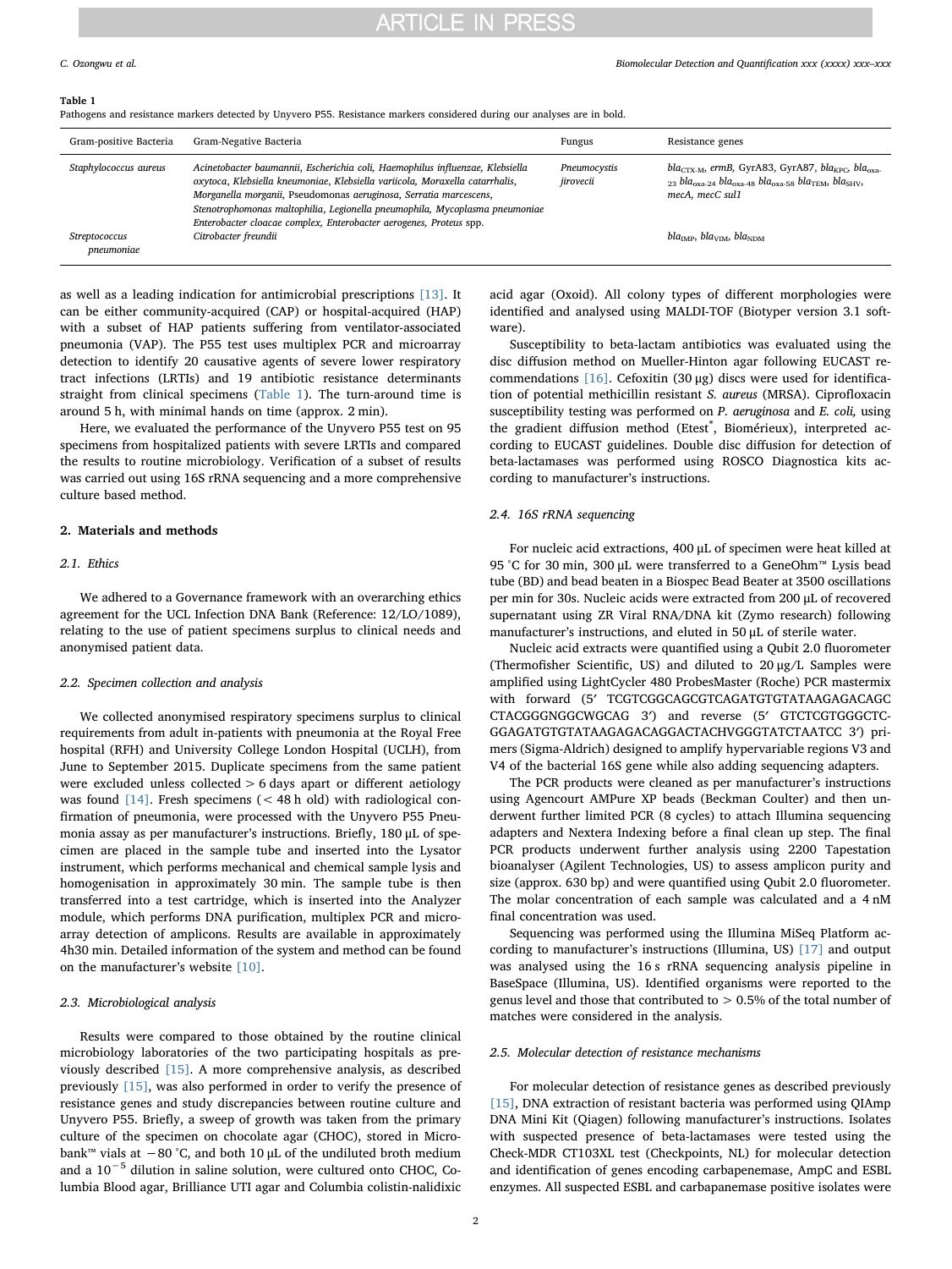**Table 1**
Pathogens and resistance markers detected by Unyvero P55. Resistance markers considered during our analyses are in bold.

| Gram-positive Bacteria | Gram-Negative Bacteria | Fungus | Resistance genes |
|---|---|---|---|
| *Staphylococcus aureus* | *Acinetobacter baumannii, Escherichia coli, Haemophilus influenzae, Klebsiella oxytoca, Klebsiella kneumoniae, Klebsiella variicola, Moraxella catarrhalis, Morganella morganii,* Pseudomonas *aeruginosa, Serratia marcescens, Stenotrophomonas maltophilia, Legionella pneumophila, Mycoplasma pneumoniae Enterobacter cloacae complex, Enterobacter aerogenes, Proteus* spp. | *Pneumocystis jirovecii* | $bla_{CTX-M}$, *ermB*, GyrA83, GyrA87, $bla_{KPC}$, $bla_{oxa-23}$ $bla_{oxa-24}$ $bla_{oxa-48}$ $bla_{oxa-58}$ $bla_{TEM}$, $bla_{SHV}$, *mecA*, *mecC sul1* |
| *Streptococcus pneumoniae* | *Citrobacter freundii* | | $bla_{IMP}$, $bla_{VIM}$, $bla_{NDM}$ |

as well as a leading indication for antimicrobial prescriptions [13]. It can be either community-acquired (CAP) or hospital-acquired (HAP) with a subset of HAP patients suffering from ventilator-associated pneumonia (VAP). The P55 test uses multiplex PCR and microarray detection to identify 20 causative agents of severe lower respiratory tract infections (LRTIs) and 19 antibiotic resistance determinants straight from clinical specimens (Table 1). The turn-around time is around 5 h, with minimal hands on time (approx. 2 min).

Here, we evaluated the performance of the Unyvero P55 test on 95 specimens from hospitalized patients with severe LRTIs and compared the results to routine microbiology. Verification of a subset of results was carried out using 16S rRNA sequencing and a more comprehensive culture based method.

## 2. Materials and methods

### 2.1. Ethics

We adhered to a Governance framework with an overarching ethics agreement for the UCL Infection DNA Bank (Reference: 12/LO/1089), relating to the use of patient specimens surplus to clinical needs and anonymised patient data.

### 2.2. Specimen collection and analysis

We collected anonymised respiratory specimens surplus to clinical requirements from adult in-patients with pneumonia at the Royal Free hospital (RFH) and University College London Hospital (UCLH), from June to September 2015. Duplicate specimens from the same patient were excluded unless collected > 6 days apart or different aetiology was found [14]. Fresh specimens (< 48 h old) with radiological confirmation of pneumonia, were processed with the Unyvero P55 Pneumonia assay as per manufacturer's instructions. Briefly, 180 µL of specimen are placed in the sample tube and inserted into the Lysator instrument, which performs mechanical and chemical sample lysis and homogenisation in approximately 30 min. The sample tube is then transferred into a test cartridge, which is inserted into the Analyzer module, which performs DNA purification, multiplex PCR and microarray detection of amplicons. Results are available in approximately 4h30 min. Detailed information of the system and method can be found on the manufacturer's website [10].

### 2.3. Microbiological analysis

Results were compared to those obtained by the routine clinical microbiology laboratories of the two participating hospitals as previously described [15]. A more comprehensive analysis, as described previously [15], was also performed in order to verify the presence of resistance genes and study discrepancies between routine culture and Unyvero P55. Briefly, a sweep of growth was taken from the primary culture of the specimen on chocolate agar (CHOC), stored in Microbank™ vials at −80 °C, and both 10 µL of the undiluted broth medium and a $10^{-5}$ dilution in saline solution, were cultured onto CHOC, Columbia Blood agar, Brilliance UTI agar and Columbia colistin-nalidixic acid agar (Oxoid). All colony types of different morphologies were identified and analysed using MALDI-TOF (Biotyper version 3.1 software).

Susceptibility to beta-lactam antibiotics was evaluated using the disc diffusion method on Mueller-Hinton agar following EUCAST recommendations [16]. Cefoxitin (30 µg) discs were used for identification of potential methicillin resistant *S. aureus* (MRSA). Ciprofloxacin susceptibility testing was performed on *P. aeruginosa* and *E. coli,* using the gradient diffusion method (Etest®, Biomérieux), interpreted according to EUCAST guidelines. Double disc diffusion for detection of beta-lactamases was performed using ROSCO Diagnostica kits according to manufacturer's instructions.

### 2.4. 16S rRNA sequencing

For nucleic acid extractions, 400 µL of specimen were heat killed at 95 °C for 30 min, 300 µL were transferred to a GeneOhm™ Lysis bead tube (BD) and bead beaten in a Biospec Bead Beater at 3500 oscillations per min for 30s. Nucleic acids were extracted from 200 µL of recovered supernatant using ZR Viral RNA/DNA kit (Zymo research) following manufacturer's instructions, and eluted in 50 µL of sterile water.

Nucleic acid extracts were quantified using a Qubit 2.0 fluorometer (Thermofisher Scientific, US) and diluted to 20 µg/L Samples were amplified using LightCycler 480 ProbesMaster (Roche) PCR mastermix with forward (5′ TCGTCGGCAGCGTCAGATGTGTATAAGAGACAGCCTACGGGNGGCWGCAG 3′) and reverse (5′ GTCTCGTGGGCTCGGAGATGTGTATAAGAGACAGGACTACHVGGGTATCTAATCC 3′) primers (Sigma-Aldrich) designed to amplify hypervariable regions V3 and V4 of the bacterial 16S gene while also adding sequencing adapters.

The PCR products were cleaned as per manufacturer's instructions using Agencourt AMPure XP beads (Beckman Coulter) and then underwent further limited PCR (8 cycles) to attach Illumina sequencing adapters and Nextera Indexing before a final clean up step. The final PCR products underwent further analysis using 2200 Tapestation bioanaliser (Agilent Technologies, US) to assess amplicon purity and size (approx. 630 bp) and were quantified using Qubit 2.0 fluorometer. The molar concentration of each sample was calculated and a 4 nM final concentration was used.

Sequencing was performed using the Illumina MiSeq Platform according to manufacturer's instructions (Illumina, US) [17] and output was analysed using the 16 s rRNA sequencing analysis pipeline in BaseSpace (Illumina, US). Identified organisms were reported to the genus level and those that contributed to > 0.5% of the total number of matches were considered in the analysis.

### 2.5. Molecular detection of resistance mechanisms

For molecular detection of resistance genes as described previously [15], DNA extraction of resistant bacteria was performed using QIAmp DNA Mini Kit (Qiagen) following manufacturer's instructions. Isolates with suspected presence of beta-lactamases were tested using the Check-MDR CT103XL test (Checkpoints, NL) for molecular detection and identification of genes encoding carbapenemase, AmpC and ESBL enzymes. All suspected ESBL and carbapenemase positive isolates were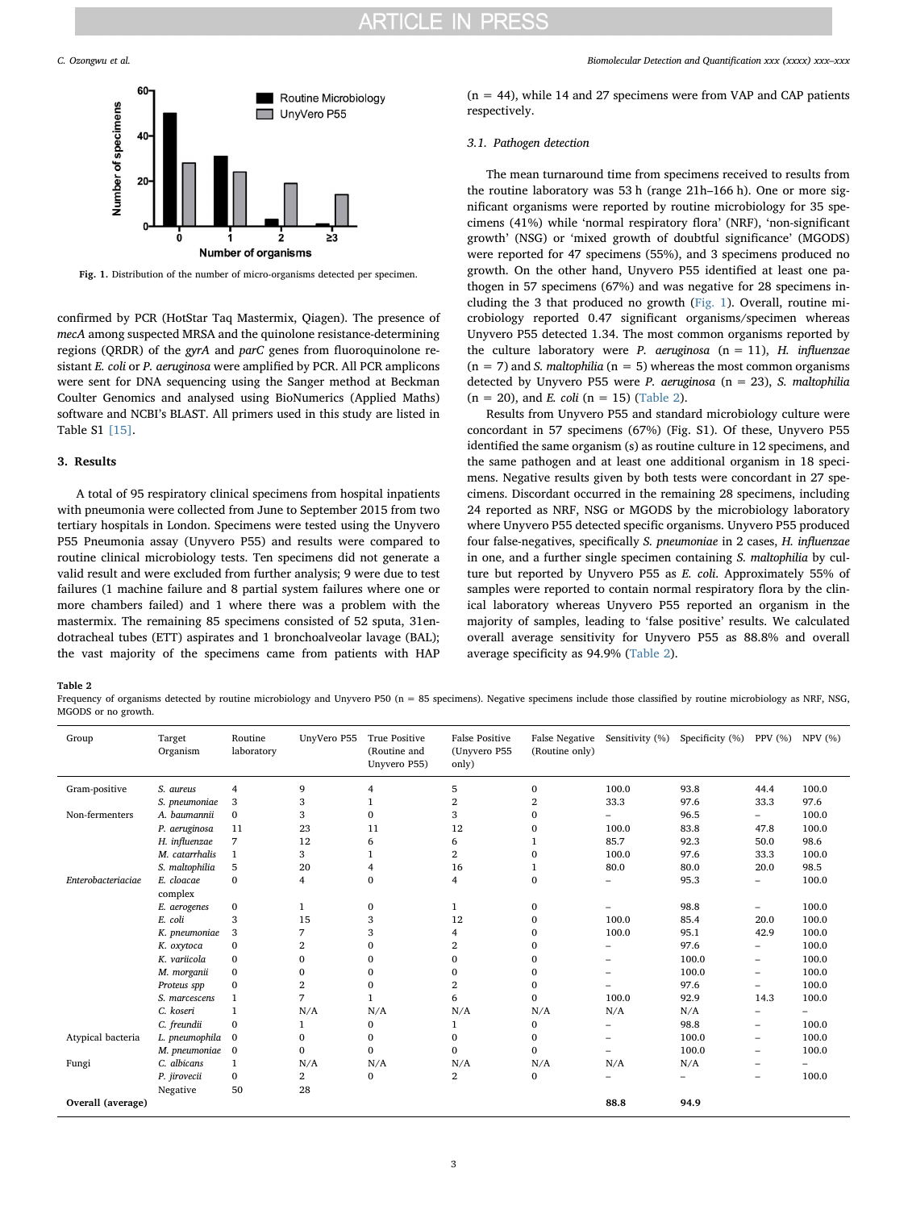Fig. 1. Distribution of the number of micro-organisms detected per specimen.

confirmed by PCR (HotStar Taq Mastermix, Qiagen). The presence of *mecA* among suspected MRSA and the quinolone resistance-determining regions (QRDR) of the *gyrA* and *parC* genes from fluoroquinolone resistant *E. coli* or *P. aeruginosa* were amplified by PCR. All PCR amplicons were sent for DNA sequencing using the Sanger method at Beckman Coulter Genomics and analysed using BioNumerics (Applied Maths) software and NCBI's BLAST. All primers used in this study are listed in Table S1 [15].

## 3. Results

A total of 95 respiratory clinical specimens from hospital inpatients with pneumonia were collected from June to September 2015 from two tertiary hospitals in London. Specimens were tested using the Unyvero P55 Pneumonia assay (Unyvero P55) and results were compared to routine clinical microbiology tests. Ten specimens did not generate a valid result and were excluded from further analysis; 9 were due to test failures (1 machine failure and 8 partial system failures where one or more chambers failed) and 1 where there was a problem with the mastermix. The remaining 85 specimens consisted of 52 sputa, 31endotracheal tubes (ETT) aspirates and 1 bronchoalveolar lavage (BAL); the vast majority of the specimens came from patients with HAP (n = 44), while 14 and 27 specimens were from VAP and CAP patients respectively.

### 3.1. Pathogen detection

The mean turnaround time from specimens received to results from the routine laboratory was 53 h (range 21h–166 h). One or more significant organisms were reported by routine microbiology for 35 specimens (41%) while 'normal respiratory flora' (NRF), 'non-significant growth' (NSG) or 'mixed growth of doubtful significance' (MGODS) were reported for 47 specimens (55%), and 3 specimens produced no growth. On the other hand, Unyvero P55 identified at least one pathogen in 57 specimens (67%) and was negative for 28 specimens including the 3 that produced no growth (Fig. 1). Overall, routine microbiology reported 0.47 significant organisms/specimen whereas Unyvero P55 detected 1.34. The most common organisms reported by the culture laboratory were *P. aeruginosa* (n = 11), *H. influenzae* (n = 7) and *S. maltophilia* (n = 5) whereas the most common organisms detected by Unyvero P55 were *P. aeruginosa* (n = 23), *S. maltophilia* (n = 20), and *E. coli* (n = 15) (Table 2).

Results from Unyvero P55 and standard microbiology culture were concordant in 57 specimens (67%) (Fig. S1). Of these, Unyvero P55 identified the same organism (s) as routine culture in 12 specimens, and the same pathogen and at least one additional organism in 18 specimens. Negative results given by both tests were concordant in 27 specimens. Discordant occurred in the remaining 28 specimens, including 24 reported as NRF, NSG or MGODS by the microbiology laboratory where Unyvero P55 detected specific organisms. Unyvero P55 produced four false-negatives, specifically *S. pneumoniae* in 2 cases, *H. influenzae* in one, and a further single specimen containing *S. maltophilia* by culture but reported by Unyvero P55 as *E. coli*. Approximately 55% of samples were reported to contain normal respiratory flora by the clinical laboratory whereas Unyvero P55 reported an organism in the majority of samples, leading to 'false positive' results. We calculated overall average sensitivity for Unyvero P55 as 88.8% and overall average specificity as 94.9% (Table 2).

**Table 2**
Frequency of organisms detected by routine microbiology and Unyvero P50 (n = 85 specimens). Negative specimens include those classified by routine microbiology as NRF, NSG, MGODS or no growth.

| Group | Target Organism | Routine laboratory | UnyVero P55 | True Positive (Routine and Unyvero P55) | False Positive (Unyvero P55 only) | False Negative (Routine only) | Sensitivity (%) | Specificity (%) | PPV (%) | NPV (%) |
|---|---|---|---|---|---|---|---|---|---|---|
| Gram-positive | *S. aureus* | 4 | 9 | 4 | 5 | 0 | 100.0 | 93.8 | 44.4 | 100.0 |
| | *S. pneumoniae* | 3 | 3 | 1 | 2 | 2 | 33.3 | 97.6 | 33.3 | 97.6 |
| Non-fermenters | *A. baumannii* | 0 | 3 | 0 | 3 | 0 | – | 96.5 | – | 100.0 |
| | *P. aeruginosa* | 11 | 23 | 11 | 12 | 0 | 100.0 | 83.8 | 47.8 | 100.0 |
| | *H. influenzae* | 7 | 12 | 6 | 6 | 1 | 85.7 | 92.3 | 50.0 | 98.6 |
| | *M. catarrhalis* | 1 | 3 | 1 | 2 | 0 | 100.0 | 97.6 | 33.3 | 100.0 |
| | *S. maltophilia* | 5 | 20 | 4 | 16 | 1 | 80.0 | 80.0 | 20.0 | 98.5 |
| *Enterobacteriaciae* | *E. cloacae* complex | 0 | 4 | 0 | 4 | 0 | – | 95.3 | – | 100.0 |
| | *E. aerogenes* | 0 | 1 | 0 | 1 | 0 | – | 98.8 | – | 100.0 |
| | *E. coli* | 3 | 15 | 3 | 12 | 0 | 100.0 | 85.4 | 20.0 | 100.0 |
| | *K. pneumoniae* | 3 | 7 | 3 | 4 | 0 | 100.0 | 95.1 | 42.9 | 100.0 |
| | *K. oxytoca* | 0 | 2 | 0 | 2 | 0 | – | 97.6 | – | 100.0 |
| | *K. variicola* | 0 | 0 | 0 | 0 | 0 | – | 100.0 | – | 100.0 |
| | *M. morganii* | 0 | 0 | 0 | 0 | 0 | – | 100.0 | – | 100.0 |
| | *Proteus spp* | 0 | 2 | 0 | 2 | 0 | – | 97.6 | – | 100.0 |
| | *S. marcescens* | 1 | 7 | 1 | 6 | 0 | 100.0 | 92.9 | 14.3 | 100.0 |
| | *C. koseri* | 1 | N/A | N/A | N/A | N/A | N/A | N/A | – | – |
| | *C. freundii* | 0 | 1 | 0 | 1 | 0 | – | 98.8 | – | 100.0 |
| Atypical bacteria | *L. pneumophila* | 0 | 0 | 0 | 0 | 0 | – | 100.0 | – | 100.0 |
| | *M. pneumoniae* | 0 | 0 | 0 | 0 | 0 | – | 100.0 | – | 100.0 |
| Fungi | *C. albicans* | 1 | N/A | N/A | N/A | N/A | N/A | N/A | – | – |
| | *P. jirovecii* | 0 | 2 | 0 | 2 | 0 | – | – | – | 100.0 |
| | Negative | 50 | 28 | | | | | | | |
| **Overall (average)** | | | | | | | **88.8** | **94.9** | | |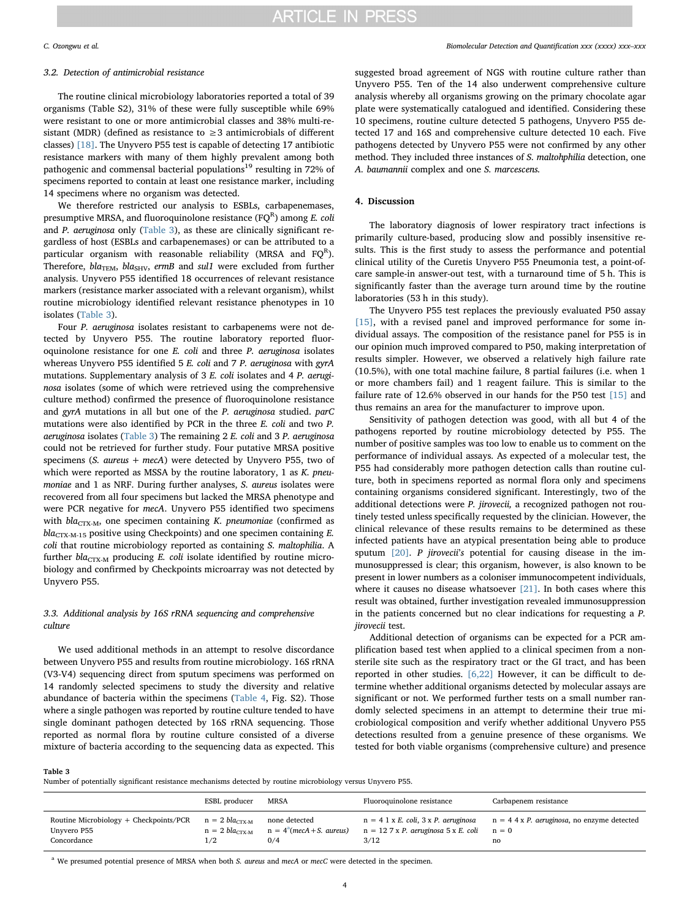### 3.2. Detection of antimicrobial resistance

The routine clinical microbiology laboratories reported a total of 39 organisms (Table S2), 31% of these were fully susceptible while 69% were resistant to one or more antimicrobial classes and 38% multi-resistant (MDR) (defined as resistance to ≥3 antimicrobials of different classes) [18]. The Unyvero P55 test is capable of detecting 17 antibiotic resistance markers with many of them highly prevalent among both pathogenic and commensal bacterial populations[19] resulting in 72% of specimens reported to contain at least one resistance marker, including 14 specimens where no organism was detected.

We therefore restricted our analysis to ESBLs, carbapenemases, presumptive MRSA, and fluoroquinolone resistance ($FQ^R$) among *E. coli* and *P. aeruginosa* only (Table 3), as these are clinically significant regardless of host (ESBLs and carbapenemases) or can be attributed to a particular organism with reasonable reliability (MRSA and $FQ^R$). Therefore, $bla_{TEM}$, $bla_{SHV}$, *ermB* and *sul1* were excluded from further analysis. Unyvero P55 identified 18 occurrences of relevant resistance markers (resistance marker associated with a relevant organism), whilst routine microbiology identified relevant resistance phenotypes in 10 isolates (Table 3).

Four *P. aeruginosa* isolates resistant to carbapenems were not detected by Unyvero P55. The routine laboratory reported fluoroquinolone resistance for one *E. coli* and three *P. aeruginosa* isolates whereas Unyvero P55 identified 5 *E. coli* and 7 *P. aeruginosa* with *gyrA* mutations. Supplementary analysis of 3 *E. coli* isolates and 4 *P. aeruginosa* isolates (some of which were retrieved using the comprehensive culture method) confirmed the presence of fluoroquinolone resistance and *gyrA* mutations in all but one of the *P. aeruginosa* studied. *parC* mutations were also identified by PCR in the three *E. coli* and two *P. aeruginosa* isolates (Table 3) The remaining 2 *E. coli* and 3 *P. aeruginosa* could not be retrieved for further study. Four putative MRSA positive specimens (*S. aureus* + *mecA*) were detected by Unyvero P55, two of which were reported as MSSA by the routine laboratory, 1 as *K. pneumoniae* and 1 as NRF. During further analyses, *S. aureus* isolates were recovered from all four specimens but lacked the MRSA phenotype and were PCR negative for *mecA*. Unyvero P55 identified two specimens with $bla_{CTX\text{-}M}$, one specimen containing *K. pneumoniae* (confirmed as $bla_{CTX\text{-}M\text{-}15}$ positive using Checkpoints) and one specimen containing *E. coli* that routine microbiology reported as containing *S. maltophilia*. A further $bla_{CTX\text{-}M}$ producing *E. coli* isolate identified by routine microbiology and confirmed by Checkpoints microarray was not detected by Unyvero P55.

### 3.3. Additional analysis by 16S rRNA sequencing and comprehensive culture

We used additional methods in an attempt to resolve discordance between Unyvero P55 and results from routine microbiology. 16S rRNA (V3-V4) sequencing direct from sputum specimens was performed on 14 randomly selected specimens to study the diversity and relative abundance of bacteria within the specimens (Table 4, Fig. S2). Those where a single pathogen was reported by routine culture tended to have single dominant pathogen detected by 16S rRNA sequencing. Those reported as normal flora by routine culture consisted of a diverse mixture of bacteria according to the sequencing data as expected. This suggested broad agreement of NGS with routine culture rather than Unyvero P55. Ten of the 14 also underwent comprehensive culture analysis whereby all organisms growing on the primary chocolate agar plate were systematically catalogued and identified. Considering these 10 specimens, routine culture detected 5 pathogens, Unyvero P55 detected 17 and 16S and comprehensive culture detected 10 each. Five pathogens detected by Unyvero P55 were not confirmed by any other method. They included three instances of *S. maltohphilia* detection, one *A. baumannii* complex and one *S. marcescens.*

## 4. Discussion

The laboratory diagnosis of lower respiratory tract infections is primarily culture-based, producing slow and possibly insensitive results. This is the first study to assess the performance and potential clinical utility of the Curetis Unyvero P55 Pneumonia test, a point-of-care sample-in answer-out test, with a turnaround time of 5 h. This is significantly faster than the average turn around time by the routine laboratories (53 h in this study).

The Unyvero P55 test replaces the previously evaluated P50 assay [15], with a revised panel and improved performance for some individual assays. The composition of the resistance panel for P55 is in our opinion much improved compared to P50, making interpretation of results simpler. However, we observed a relatively high failure rate (10.5%), with one total machine failure, 8 partial failures (i.e. when 1 or more chambers fail) and 1 reagent failure. This is similar to the failure rate of 12.6% observed in our hands for the P50 test [15] and thus remains an area for the manufacturer to improve upon.

Sensitivity of pathogen detection was good, with all but 4 of the pathogens reported by routine microbiology detected by P55. The number of positive samples was too low to enable us to comment on the performance of individual assays. As expected of a molecular test, the P55 had considerably more pathogen detection calls than routine culture, both in specimens reported as normal flora only and specimens containing organisms considered significant. Interestingly, two of the additional detections were *P. jirovecii,* a recognized pathogen not routinely tested unless specifically requested by the clinician. However, the clinical relevance of these results remains to be determined as these infected patients have an atypical presentation being able to produce sputum [20]. *P jirovecii's* potential for causing disease in the immunosuppressed is clear; this organism, however, is also known to be present in lower numbers as a coloniser immunocompetent individuals, where it causes no disease whatsoever [21]. In both cases where this result was obtained, further investigation revealed immunosuppression in the patients concerned but no clear indications for requesting a *P. jirovecii* test.

Additional detection of organisms can be expected for a PCR amplification based test when applied to a clinical specimen from a non-sterile site such as the respiratory tract or the GI tract, and has been reported in other studies. [6,22] However, it can be difficult to determine whether additional organisms detected by molecular assays are significant or not. We performed further tests on a small number randomly selected specimens in an attempt to determine their true microbiological composition and verify whether additional Unyvero P55 detections resulted from a genuine presence of these organisms. We tested for both viable organisms (comprehensive culture) and presence

**Table 3**
Number of potentially significant resistance mechanisms detected by routine microbiology versus Unyvero P55.

| | ESBL producer | MRSA | Fluoroquinolone resistance | Carbapenem resistance |
|---|---|---|---|---|
| Routine Microbiology + Checkpoints/PCR | n = 2 $bla_{CTX\text{-}M}$ | none detected | n = 4 1 x *E. coli*, 3 x *P. aeruginosa* | n = 4 4 x *P. aeruginosa*, no enzyme detected |
| Unyvero P55 | n = 2 $bla_{CTX\text{-}M}$ | n = 4[a](*mecA* + *S. aureus*) | n = 12 7 x *P. aeruginosa* 5 x *E. coli* | n = 0 |
| Concordance | 1/2 | 0/4 | 3/12 | no |

[a] We presumed potential presence of MRSA when both *S. aureus* and *mecA* or *mecC* were detected in the specimen.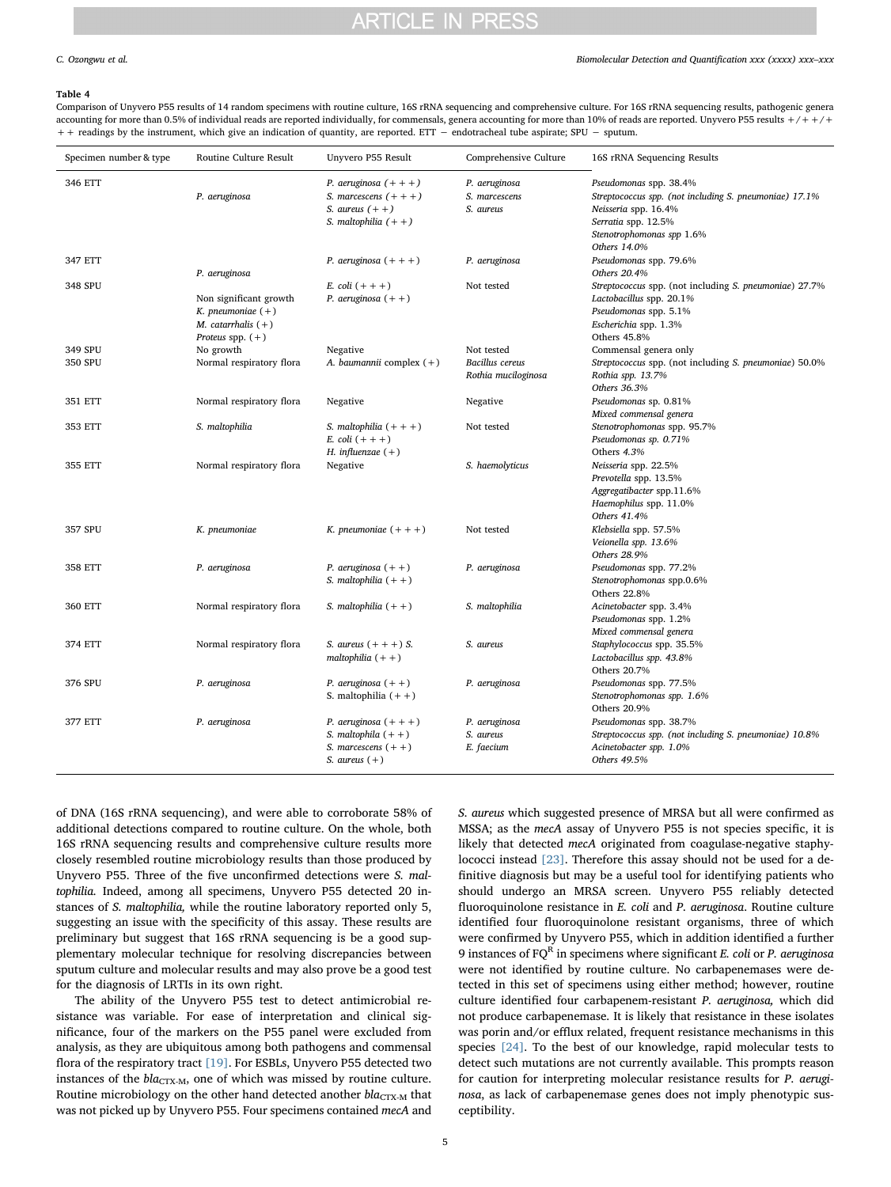**Table 4**

Comparison of Unyvero P55 results of 14 random specimens with routine culture, 16S rRNA sequencing and comprehensive culture. For 16S rRNA sequencing results, pathogenic genera accounting for more than 0.5% of individual reads are reported individually, for commensals, genera accounting for more than 10% of reads are reported. Unyvero P55 results +/++/+++ readings by the instrument, which give an indication of quantity, are reported. ETT − endotracheal tube aspirate; SPU − sputum.

| Specimen number & type | Routine Culture Result | Unyvero P55 Result | Comprehensive Culture | 16S rRNA Sequencing Results |
|---|---|---|---|---|
| 346 ETT | *P. aeruginosa* | *P. aeruginosa* (+++)<br>*S. marcescens* (+++)<br>*S. aureus* (++)<br>*S. maltophilia* (++) | *P. aeruginosa*<br>*S. marcescens*<br>*S. aureus* | *Pseudomonas* spp. 38.4%<br>*Streptococcus spp. (not including S. pneumoniae) 17.1%*<br>*Neisseria* spp. 16.4%<br>*Serratia* spp. 12.5%<br>*Stenotrophomonas spp* 1.6%<br>*Others 14.0%* |
| 347 ETT | *P. aeruginosa* | *P. aeruginosa* (+++) | *P. aeruginosa* | *Pseudomonas* spp. 79.6%<br>*Others 20.4%* |
| 348 SPU | Non significant growth<br>*K. pneumoniae* (+)<br>*M. catarrhalis* (+)<br>*Proteus* spp. (+) | *E. coli* (+++)<br>*P. aeruginosa* (++) | Not tested | *Streptococcus* spp. (not including *S. pneumoniae*) 27.7%<br>*Lactobacillus* spp. 20.1%<br>*Pseudomonas* spp. 5.1%<br>*Escherichia* spp. 1.3%<br>Others 45.8% |
| 349 SPU | No growth | Negative | Not tested | Commensal genera only |
| 350 SPU | Normal respiratory flora | *A. baumannii* complex (+) | *Bacillus cereus*<br>*Rothia mucilaginosa* | *Streptococcus* spp. (not including *S. pneumoniae*) 50.0%<br>*Rothia spp. 13.7%*<br>*Others 36.3%* |
| 351 ETT | Normal respiratory flora | Negative | Negative | *Pseudomonas* sp. 0.81%<br>*Mixed commensal genera* |
| 353 ETT | *S. maltophilia* | *S. maltophilia* (+++)<br>*E. coli* (+++)<br>*H. influenzae* (+) | Not tested | *Stenotrophomonas* spp. 95.7%<br>*Pseudomonas sp. 0.71%*<br>*Others 4.3%* |
| 355 ETT | Normal respiratory flora | Negative | *S. haemolyticus* | *Neisseria* spp. 22.5%<br>*Prevotella* spp. 13.5%<br>*Aggregatibacter* spp.11.6%<br>*Haemophilus* spp. 11.0%<br>*Others 41.4%* |
| 357 SPU | *K. pneumoniae* | *K. pneumoniae* (+++) | Not tested | *Klebsiella* spp. 57.5%<br>*Veionella spp. 13.6%*<br>*Others 28.9%* |
| 358 ETT | *P. aeruginosa* | *P. aeruginosa* (++)<br>*S. maltophilia* (++) | *P. aeruginosa* | *Pseudomonas* spp. 77.2%<br>*Stenotrophomonas* spp.0.6%<br>Others 22.8% |
| 360 ETT | Normal respiratory flora | *S. maltophilia* (++) | *S. maltophilia* | *Acinetobacter* spp. 3.4%<br>*Pseudomonas* spp. 1.2%<br>*Mixed commensal genera* |
| 374 ETT | Normal respiratory flora | *S. aureus* (+++) *S. maltophilia* (++) | *S. aureus* | *Staphylococcus* spp. 35.5%<br>*Lactobacillus spp. 43.8%*<br>Others 20.7% |
| 376 SPU | *P. aeruginosa* | *P. aeruginosa* (++)<br>S. maltophilia (++) | *P. aeruginosa* | *Pseudomonas* spp. 77.5%<br>*Stenotrophomonas spp. 1.6%*<br>Others 20.9% |
| 377 ETT | *P. aeruginosa* | *P. aeruginosa* (+++)<br>*S. maltophila* (++)<br>*S. marcescens* (++)<br>*S. aureus* (+) | *P. aeruginosa*<br>*S. aureus*<br>*E. faecium* | *Pseudomonas* spp. 38.7%<br>*Streptococcus spp. (not including S. pneumoniae) 10.8%*<br>*Acinetobacter spp. 1.0%*<br>*Others 49.5%* |

of DNA (16S rRNA sequencing), and were able to corroborate 58% of additional detections compared to routine culture. On the whole, both 16S rRNA sequencing results and comprehensive culture results more closely resembled routine microbiology results than those produced by Unyvero P55. Three of the five unconfirmed detections were *S. maltophilia*. Indeed, among all specimens, Unyvero P55 detected 20 instances of *S. maltophilia,* while the routine laboratory reported only 5, suggesting an issue with the specificity of this assay. These results are preliminary but suggest that 16S rRNA sequencing is be a good supplementary molecular technique for resolving discrepancies between sputum culture and molecular results and may also prove be a good test for the diagnosis of LRTIs in its own right.

The ability of the Unyvero P55 test to detect antimicrobial resistance was variable. For ease of interpretation and clinical significance, four of the markers on the P55 panel were excluded from analysis, as they are ubiquitous among both pathogens and commensal flora of the respiratory tract [19]. For ESBLs, Unyvero P55 detected two instances of the $bla_{\text{CTX-M}}$, one of which was missed by routine culture. Routine microbiology on the other hand detected another $bla_{\text{CTX-M}}$ that was not picked up by Unyvero P55. Four specimens contained *mecA* and *S. aureus* which suggested presence of MRSA but all were confirmed as MSSA; as the *mecA* assay of Unyvero P55 is not species specific, it is likely that detected *mecA* originated from coagulase-negative staphylococci instead [23]. Therefore this assay should not be used for a definitive diagnosis but may be a useful tool for identifying patients who should undergo an MRSA screen. Unyvero P55 reliably detected fluoroquinolone resistance in *E. coli* and *P. aeruginosa*. Routine culture identified four fluoroquinolone resistant organisms, three of which were confirmed by Unyvero P55, which in addition identified a further 9 instances of $FQ^R$ in specimens where significant *E. coli* or *P. aeruginosa* were not identified by routine culture. No carbapenemases were detected in this set of specimens using either method; however, routine culture identified four carbapenem-resistant *P. aeruginosa,* which did not produce carbapenemase. It is likely that resistance in these isolates was porin and/or efflux related, frequent resistance mechanisms in this species [24]. To the best of our knowledge, rapid molecular tests to detect such mutations are not currently available. This prompts reason for caution for interpreting molecular resistance results for *P. aeruginosa*, as lack of carbapenemase genes does not imply phenotypic susceptibility.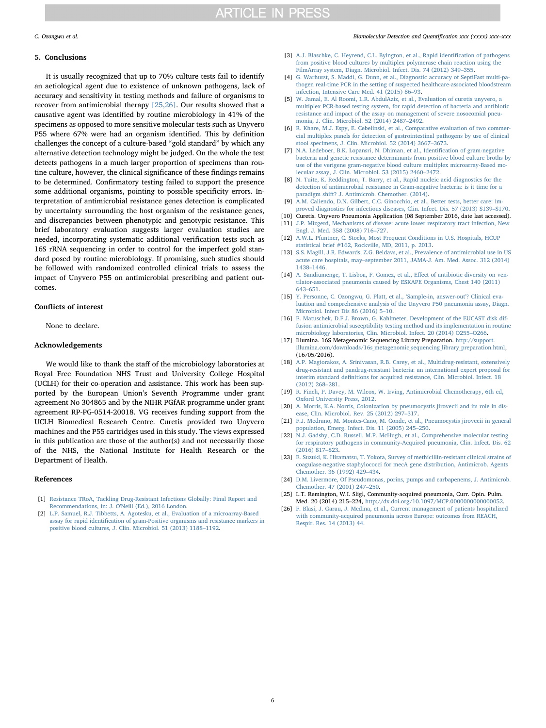## 5. Conclusions

It is usually recognized that up to 70% culture tests fail to identify an aetiological agent due to existence of unknown pathogens, lack of accuracy and sensitivity in testing methods and failure of organisms to recover from antimicrobial therapy [25,26]. Our results showed that a causative agent was identified by routine microbiology in 41% of the specimens as opposed to more sensitive molecular tests such as Unyvero P55 where 67% were had an organism identified. This by definition challenges the concept of a culture-based "gold standard" by which any alternative detection technology might be judged. On the whole the test detects pathogens in a much larger proportion of specimens than routine culture, however, the clinical significance of these findings remains to be determined. Confirmatory testing failed to support the presence some additional organisms, pointing to possible specificity errors. Interpretation of antimicrobial resistance genes detection is complicated by uncertainty surrounding the host organism of the resistance genes, and discrepancies between phenotypic and genotypic resistance. This brief laboratory evaluation suggests larger evaluation studies are needed, incorporating systematic additional verification tests such as 16S rRNA sequencing in order to control for the imperfect gold standard posed by routine microbiology. If promising, such studies should be followed with randomized controlled clinical trials to assess the impact of Unyvero P55 on antimicrobial prescribing and patient outcomes.

## Conflicts of interest

None to declare.

## Acknowledgements

We would like to thank the staff of the microbiology laboratories at Royal Free Foundation NHS Trust and University College Hospital (UCLH) for their co-operation and assistance. This work has been supported by the European Union's Seventh Programme under grant agreement No 304865 and by the NIHR PGfAR programme under grant agreement RP-PG-0514-20018. VG receives funding support from the UCLH Biomedical Research Centre. Curetis provided two Unyvero machines and the P55 cartridges used in this study. The views expressed in this publication are those of the author(s) and not necessarily those of the NHS, the National Institute for Health Research or the Department of Health.

## References

[1] Resistance TRoA, Tackling Drug-Resistant Infections Globally: Final Report and Recommendations, in: J. O'Neill (Ed.), 2016 London.

[2] L.P. Samuel, R.J. Tibbetts, A. Agotesku, et al., Evaluation of a microarray-Based assay for rapid identification of gram-Positive organisms and resistance markers in positive blood cultures, J. Clin. Microbiol. 51 (2013) 1188–1192.

[3] A.J. Blaschke, C. Heyrend, C.L. Byington, et al., Rapid identification of pathogens from positive blood cultures by multiplex polymerase chain reaction using the FilmArray system, Diagn. Microbiol. Infect. Dis. 74 (2012) 349–355.

[4] G. Warhurst, S. Maddi, G. Dunn, et al., Diagnostic accuracy of SeptiFast multi-pathogen real-time PCR in the setting of suspected healthcare-associated bloodstream infection, Intensive Care Med. 41 (2015) 86–93.

[5] W. Jamal, E. Al Roomi, L.R. AbdulAziz, et al., Evaluation of curetis unyvero, a multiplex PCR-based testing system, for rapid detection of bacteria and antibiotic resistance and impact of the assay on management of severe nosocomial pneumonia, J. Clin. Microbiol. 52 (2014) 2487–2492.

[6] R. Khare, M.J. Espy, E. Cebelinski, et al., Comparative evaluation of two commercial multiplex panels for detection of gastrointestinal pathogens by use of clinical stool specimens, J. Clin. Microbiol. 52 (2014) 3667–3673.

[7] N.A. Ledeboer, B.K. Lopansri, N. Dhiman, et al., Identification of gram-negative bacteria and genetic resistance determinants from positive blood culture broths by use of the verigene gram-negative blood culture multiplex microarray-Based molecular assay, J. Clin. Microbiol. 53 (2015) 2460–2472.

[8] N. Tuite, K. Reddington, T. Barry, et al., Rapid nucleic acid diagnostics for the detection of antimicrobial resistance in Gram-negative bacteria: is it time for a paradigm shift? J. Antimicrob. Chemother. (2014).

[9] A.M. Caliendo, D.N. Gilbert, C.C. Ginocchio, et al., Better tests, better care: improved diagnostics for infectious diseases, Clin. Infect. Dis. 57 (2013) S139–S170.

[10] Curetis. Unyvero Pneumonia Application (08 September 2016, date last accessed).

[11] J.P. Mizgerd, Mechanisms of disease: acute lower respiratory tract infection, New Engl. J. Med. 358 (2008) 716–727.

[12] A.W.L. Pfuntner, C. Stocks, Most Frequent Conditions in U.S. Hospitals, HCUP statistical brief #162, Rockville, MD, 2011, p. 2013.

[13] S.S. Magill, J.R. Edwards, Z.G. Beldavs, et al., Prevalence of antimicrobial use in US acute care hospitals, may–september 2011, JAMA-J. Am. Med. Assoc. 312 (2014) 1438–1446.

[14] A. Sandiumenge, T. Lisboa, F. Gomez, et al., Effect of antibiotic diversity on ventilator-associated pneumonia caused by ESKAPE Organisms, Chest 140 (2011) 643–651.

[15] Y. Personne, C. Ozongwu, G. Platt, et al., 'Sample-in, answer-out'? Clinical evaluation and comprehensive analysis of the Unyvero P50 pneumonia assay, Diagn. Microbiol. Infect Dis 86 (2016) 5–10.

[16] E. Matuschek, D.F.J. Brown, G. Kahlmeter, Development of the EUCAST disk diffusion antimicrobial susceptibility testing method and its implementation in routine microbiology laboratories, Clin. Microbiol. Infect. 20 (2014) O255–O266.

[17] Illumina. 16S Metagenomic Sequencing Library Preparation. http://support.illumina.com/downloads/16s_metagenomic_sequencing_library_preparation.html, (16/05/2016).

[18] A.P. Magiorakos, A. Srinivasan, R.B. Carey, et al., Multidrug-resistant, extensively drug-resistant and pandrug-resistant bacteria: an international expert proposal for interim standard definitions for acquired resistance, Clin. Microbiol. Infect. 18 (2012) 268–281.

[19] R. Finch, P. Davey, M. Wilcox, W. Irving, Antimicrobial Chemotherapy, 6th ed, Oxford University Press, 2012.

[20] A. Morris, K.A. Norris, Colonization by pneumocystis jirovecii and its role in disease, Clin. Microbiol. Rev. 25 (2012) 297–317.

[21] F.J. Medrano, M. Montes-Cano, M. Conde, et al., Pneumocystis jirovecii in general population, Emerg. Infect. Dis. 11 (2005) 245–250.

[22] N.J. Gadsby, C.D. Russell, M.P. McHugh, et al., Comprehensive molecular testing for respiratory pathogens in community-Acquired pneumonia, Clin. Infect. Dis. 62 (2016) 817–823.

[23] E. Suzuki, K. Hiramatsu, T. Yokota, Survey of methicillin-resistant clinical strains of coagulase-negative staphylococci for mecA gene distribution, Antimicrob. Agents Chemother. 36 (1992) 429–434.

[24] D.M. Livermore, Of Pseudomonas, porins, pumps and carbapenems, J. Antimicrob. Chemother. 47 (2001) 247–250.

[25] L.T. Remington, W.I. Sligl, Community-acquired pneumonia, Curr. Opin. Pulm. Med. 20 (2014) 215–224, http://dx.doi.org/10.1097/MCP.0000000000000052.

[26] F. Blasi, J. Garau, J. Medina, et al., Current management of patients hospitalized with community-acquired pneumonia across Europe: outcomes from REACH, Respir. Res. 14 (2013) 44.